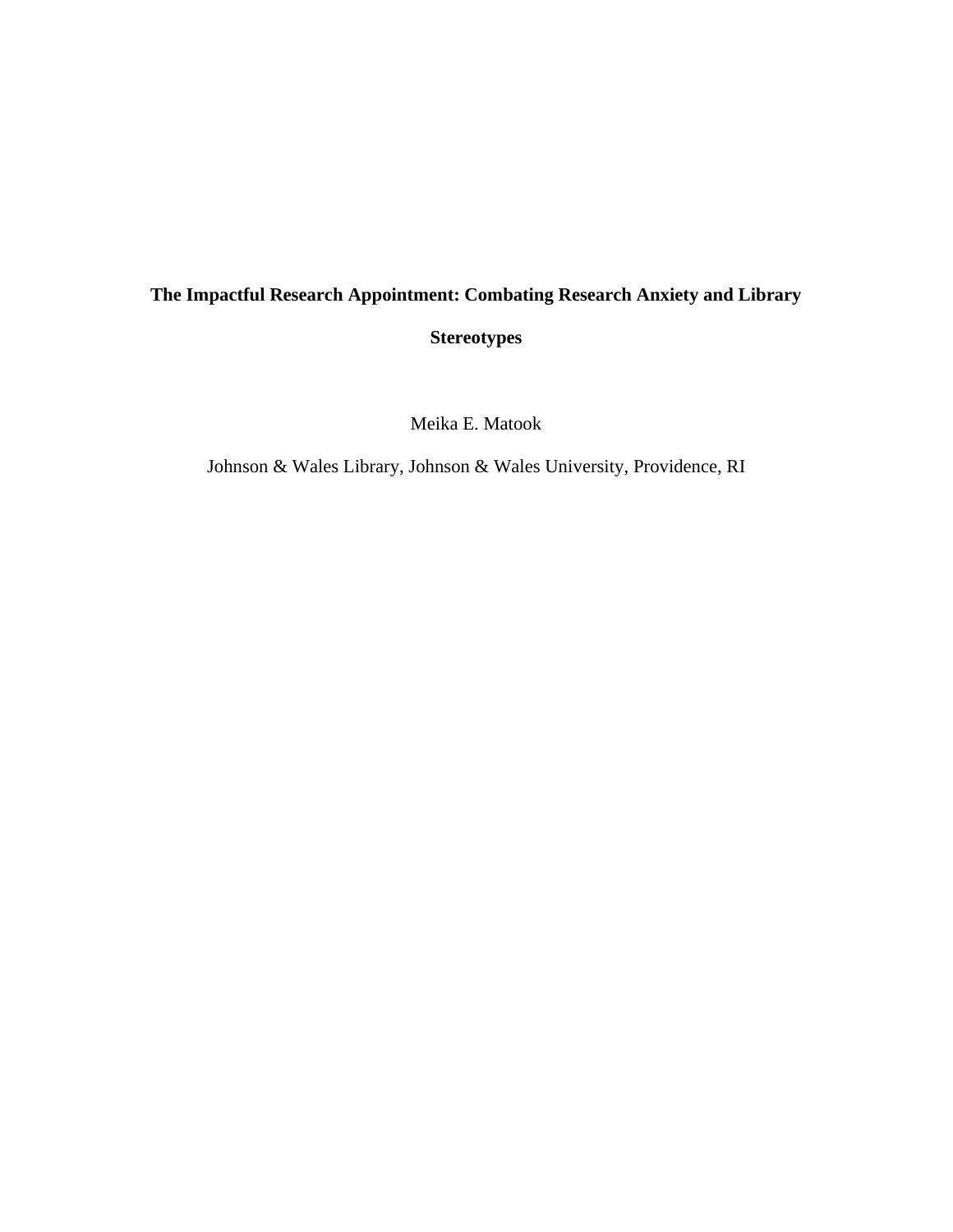# The Impactful Research Appointment: Combating Research Anxiety and Library Stereotypes

Meika E. Matook

Johnson & Wales Library, Johnson & Wales University, Providence, RI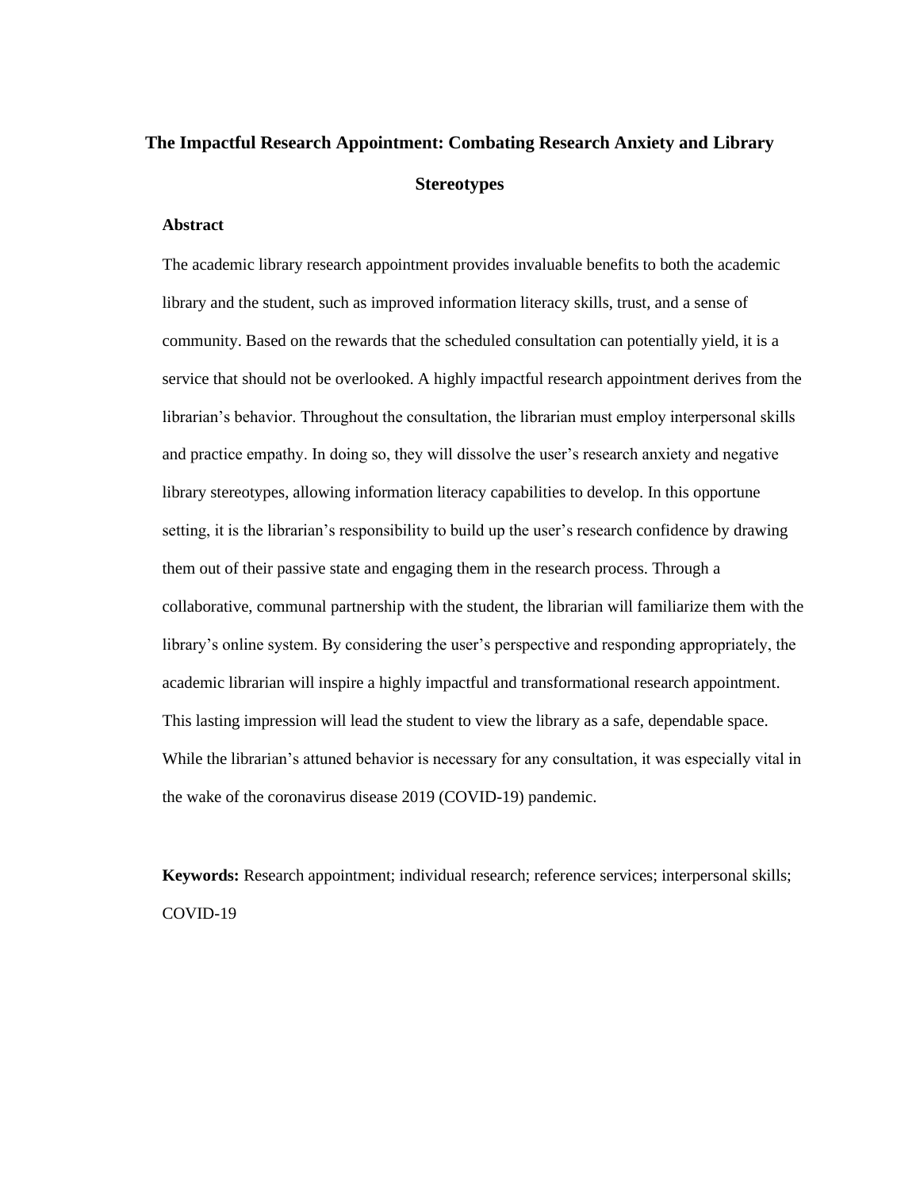# The Impactful Research Appointment: Combating Research Anxiety and Library Stereotypes

**Abstract**

The academic library research appointment provides invaluable benefits to both the academic library and the student, such as improved information literacy skills, trust, and a sense of community. Based on the rewards that the scheduled consultation can potentially yield, it is a service that should not be overlooked. A highly impactful research appointment derives from the librarian's behavior. Throughout the consultation, the librarian must employ interpersonal skills and practice empathy. In doing so, they will dissolve the user's research anxiety and negative library stereotypes, allowing information literacy capabilities to develop. In this opportune setting, it is the librarian's responsibility to build up the user's research confidence by drawing them out of their passive state and engaging them in the research process. Through a collaborative, communal partnership with the student, the librarian will familiarize them with the library's online system. By considering the user's perspective and responding appropriately, the academic librarian will inspire a highly impactful and transformational research appointment. This lasting impression will lead the student to view the library as a safe, dependable space. While the librarian's attuned behavior is necessary for any consultation, it was especially vital in the wake of the coronavirus disease 2019 (COVID-19) pandemic.

**Keywords:** Research appointment; individual research; reference services; interpersonal skills; COVID-19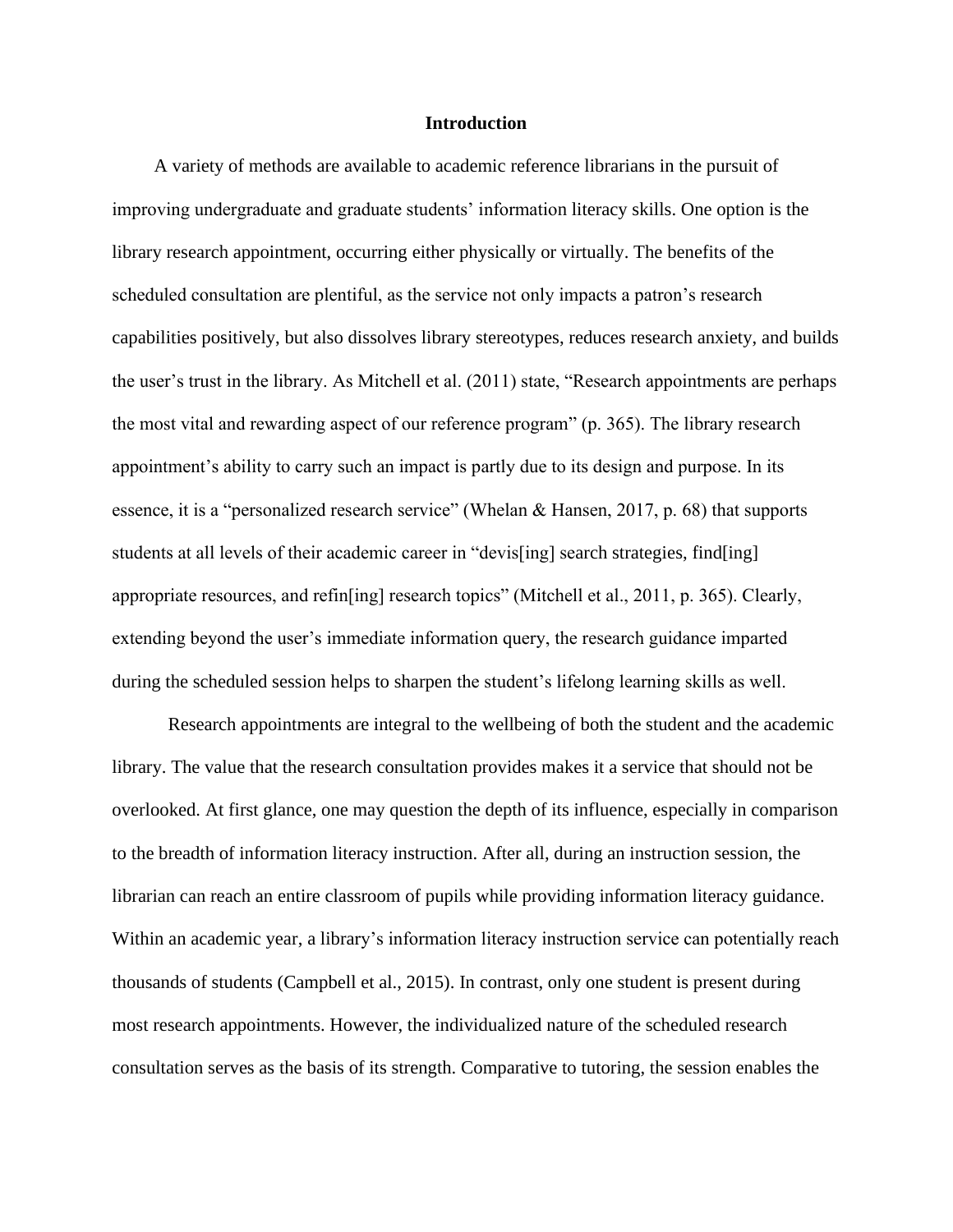# Introduction

A variety of methods are available to academic reference librarians in the pursuit of improving undergraduate and graduate students' information literacy skills. One option is the library research appointment, occurring either physically or virtually. The benefits of the scheduled consultation are plentiful, as the service not only impacts a patron's research capabilities positively, but also dissolves library stereotypes, reduces research anxiety, and builds the user's trust in the library. As Mitchell et al. (2011) state, "Research appointments are perhaps the most vital and rewarding aspect of our reference program" (p. 365). The library research appointment's ability to carry such an impact is partly due to its design and purpose. In its essence, it is a "personalized research service" (Whelan & Hansen, 2017, p. 68) that supports students at all levels of their academic career in "devis[ing] search strategies, find[ing] appropriate resources, and refin[ing] research topics" (Mitchell et al., 2011, p. 365). Clearly, extending beyond the user's immediate information query, the research guidance imparted during the scheduled session helps to sharpen the student's lifelong learning skills as well.

Research appointments are integral to the wellbeing of both the student and the academic library. The value that the research consultation provides makes it a service that should not be overlooked. At first glance, one may question the depth of its influence, especially in comparison to the breadth of information literacy instruction. After all, during an instruction session, the librarian can reach an entire classroom of pupils while providing information literacy guidance. Within an academic year, a library's information literacy instruction service can potentially reach thousands of students (Campbell et al., 2015). In contrast, only one student is present during most research appointments. However, the individualized nature of the scheduled research consultation serves as the basis of its strength. Comparative to tutoring, the session enables the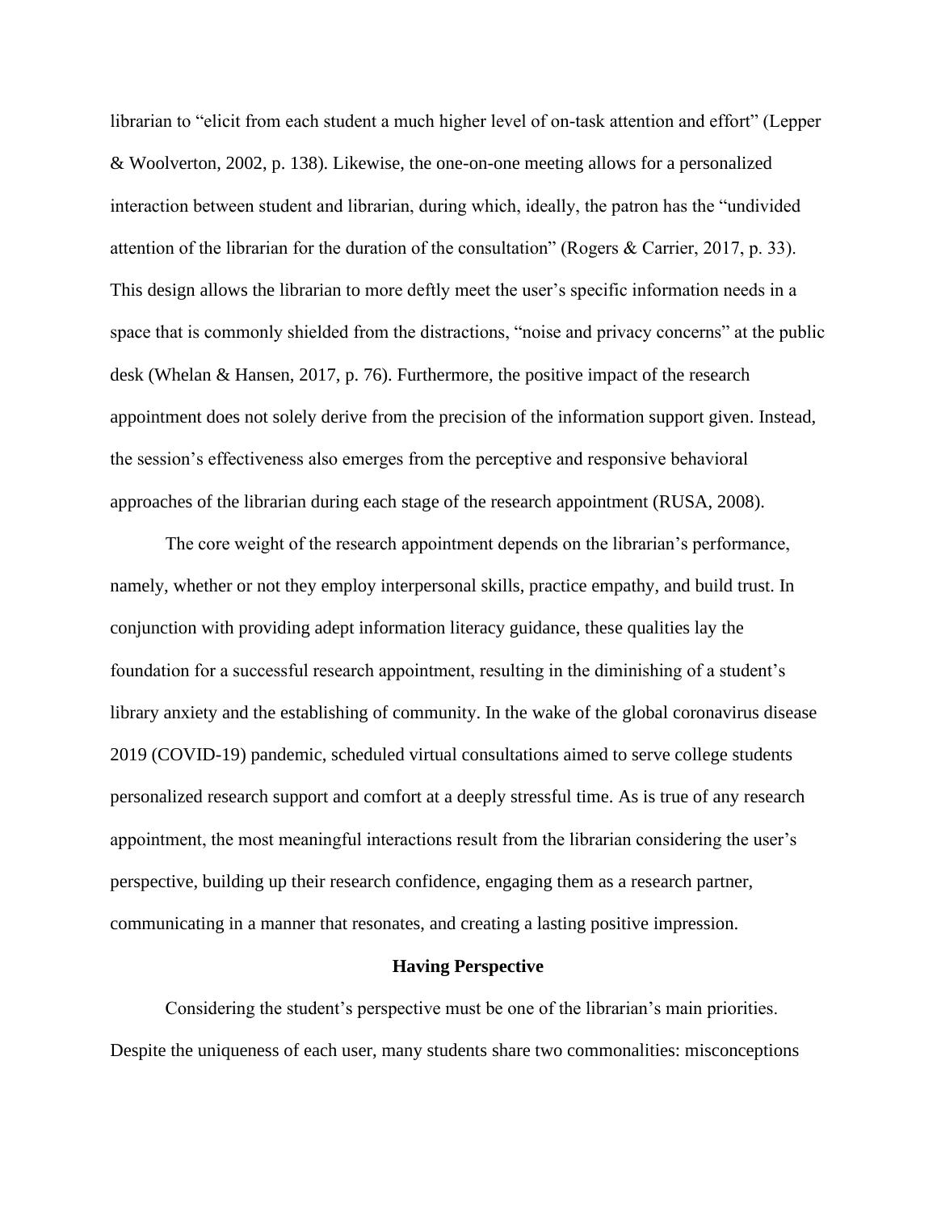librarian to "elicit from each student a much higher level of on-task attention and effort" (Lepper & Woolverton, 2002, p. 138). Likewise, the one-on-one meeting allows for a personalized interaction between student and librarian, during which, ideally, the patron has the "undivided attention of the librarian for the duration of the consultation" (Rogers & Carrier, 2017, p. 33). This design allows the librarian to more deftly meet the user's specific information needs in a space that is commonly shielded from the distractions, "noise and privacy concerns" at the public desk (Whelan & Hansen, 2017, p. 76). Furthermore, the positive impact of the research appointment does not solely derive from the precision of the information support given. Instead, the session's effectiveness also emerges from the perceptive and responsive behavioral approaches of the librarian during each stage of the research appointment (RUSA, 2008).

The core weight of the research appointment depends on the librarian's performance, namely, whether or not they employ interpersonal skills, practice empathy, and build trust. In conjunction with providing adept information literacy guidance, these qualities lay the foundation for a successful research appointment, resulting in the diminishing of a student's library anxiety and the establishing of community. In the wake of the global coronavirus disease 2019 (COVID-19) pandemic, scheduled virtual consultations aimed to serve college students personalized research support and comfort at a deeply stressful time. As is true of any research appointment, the most meaningful interactions result from the librarian considering the user's perspective, building up their research confidence, engaging them as a research partner, communicating in a manner that resonates, and creating a lasting positive impression.

## Having Perspective

Considering the student's perspective must be one of the librarian's main priorities. Despite the uniqueness of each user, many students share two commonalities: misconceptions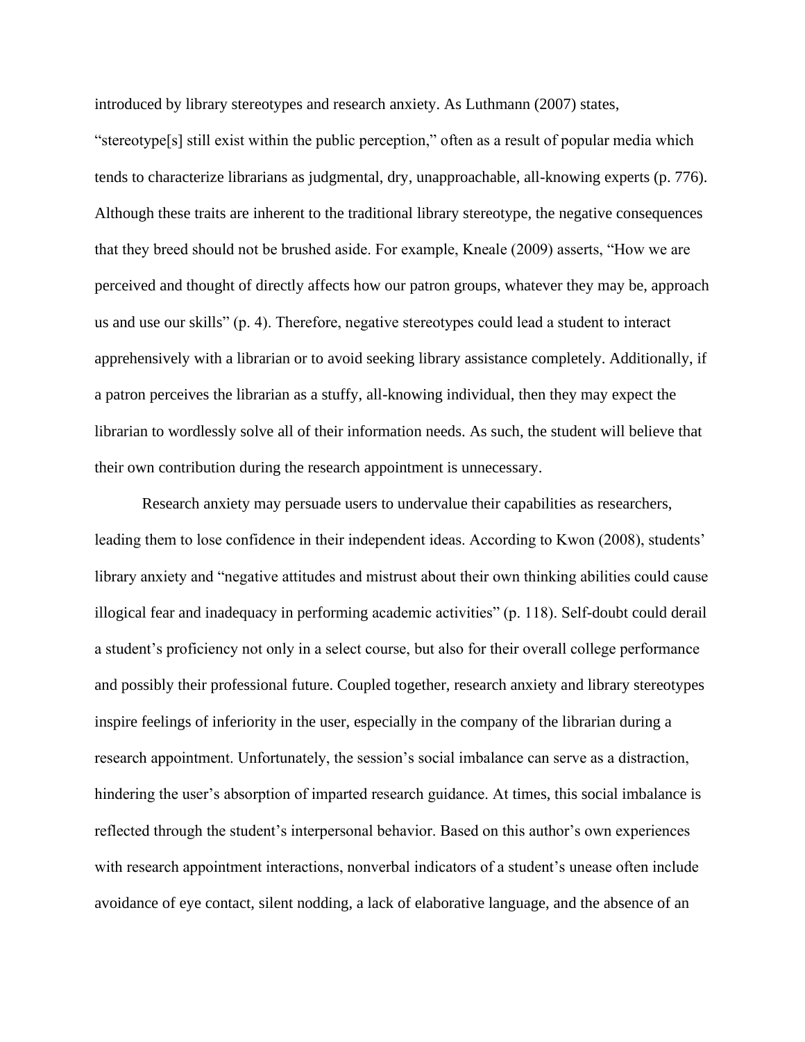introduced by library stereotypes and research anxiety. As Luthmann (2007) states, "stereotype[s] still exist within the public perception," often as a result of popular media which tends to characterize librarians as judgmental, dry, unapproachable, all-knowing experts (p. 776). Although these traits are inherent to the traditional library stereotype, the negative consequences that they breed should not be brushed aside. For example, Kneale (2009) asserts, "How we are perceived and thought of directly affects how our patron groups, whatever they may be, approach us and use our skills" (p. 4). Therefore, negative stereotypes could lead a student to interact apprehensively with a librarian or to avoid seeking library assistance completely. Additionally, if a patron perceives the librarian as a stuffy, all-knowing individual, then they may expect the librarian to wordlessly solve all of their information needs. As such, the student will believe that their own contribution during the research appointment is unnecessary.

Research anxiety may persuade users to undervalue their capabilities as researchers, leading them to lose confidence in their independent ideas. According to Kwon (2008), students' library anxiety and "negative attitudes and mistrust about their own thinking abilities could cause illogical fear and inadequacy in performing academic activities" (p. 118). Self-doubt could derail a student's proficiency not only in a select course, but also for their overall college performance and possibly their professional future. Coupled together, research anxiety and library stereotypes inspire feelings of inferiority in the user, especially in the company of the librarian during a research appointment. Unfortunately, the session's social imbalance can serve as a distraction, hindering the user's absorption of imparted research guidance. At times, this social imbalance is reflected through the student's interpersonal behavior. Based on this author's own experiences with research appointment interactions, nonverbal indicators of a student's unease often include avoidance of eye contact, silent nodding, a lack of elaborative language, and the absence of an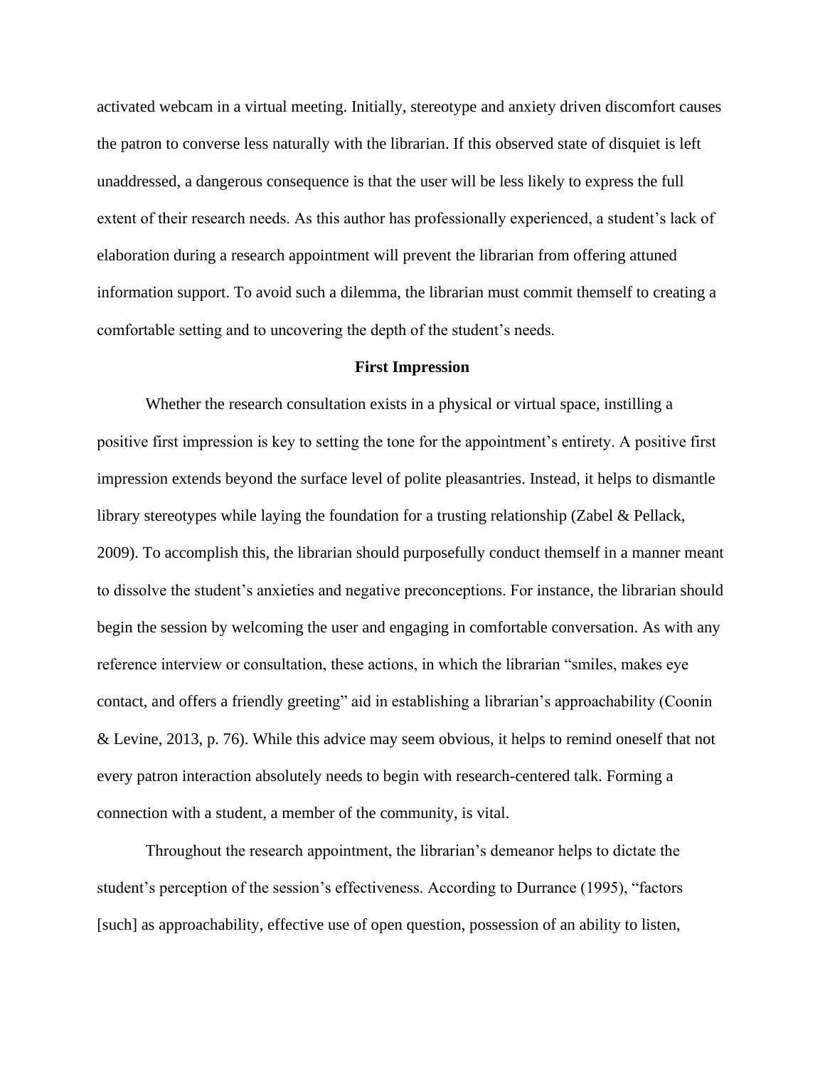activated webcam in a virtual meeting. Initially, stereotype and anxiety driven discomfort causes the patron to converse less naturally with the librarian. If this observed state of disquiet is left unaddressed, a dangerous consequence is that the user will be less likely to express the full extent of their research needs. As this author has professionally experienced, a student's lack of elaboration during a research appointment will prevent the librarian from offering attuned information support. To avoid such a dilemma, the librarian must commit themself to creating a comfortable setting and to uncovering the depth of the student's needs.

## First Impression

Whether the research consultation exists in a physical or virtual space, instilling a positive first impression is key to setting the tone for the appointment's entirety. A positive first impression extends beyond the surface level of polite pleasantries. Instead, it helps to dismantle library stereotypes while laying the foundation for a trusting relationship (Zabel & Pellack, 2009). To accomplish this, the librarian should purposefully conduct themself in a manner meant to dissolve the student's anxieties and negative preconceptions. For instance, the librarian should begin the session by welcoming the user and engaging in comfortable conversation. As with any reference interview or consultation, these actions, in which the librarian "smiles, makes eye contact, and offers a friendly greeting" aid in establishing a librarian's approachability (Coonin & Levine, 2013, p. 76). While this advice may seem obvious, it helps to remind oneself that not every patron interaction absolutely needs to begin with research-centered talk. Forming a connection with a student, a member of the community, is vital.

Throughout the research appointment, the librarian's demeanor helps to dictate the student's perception of the session's effectiveness. According to Durrance (1995), "factors [such] as approachability, effective use of open question, possession of an ability to listen,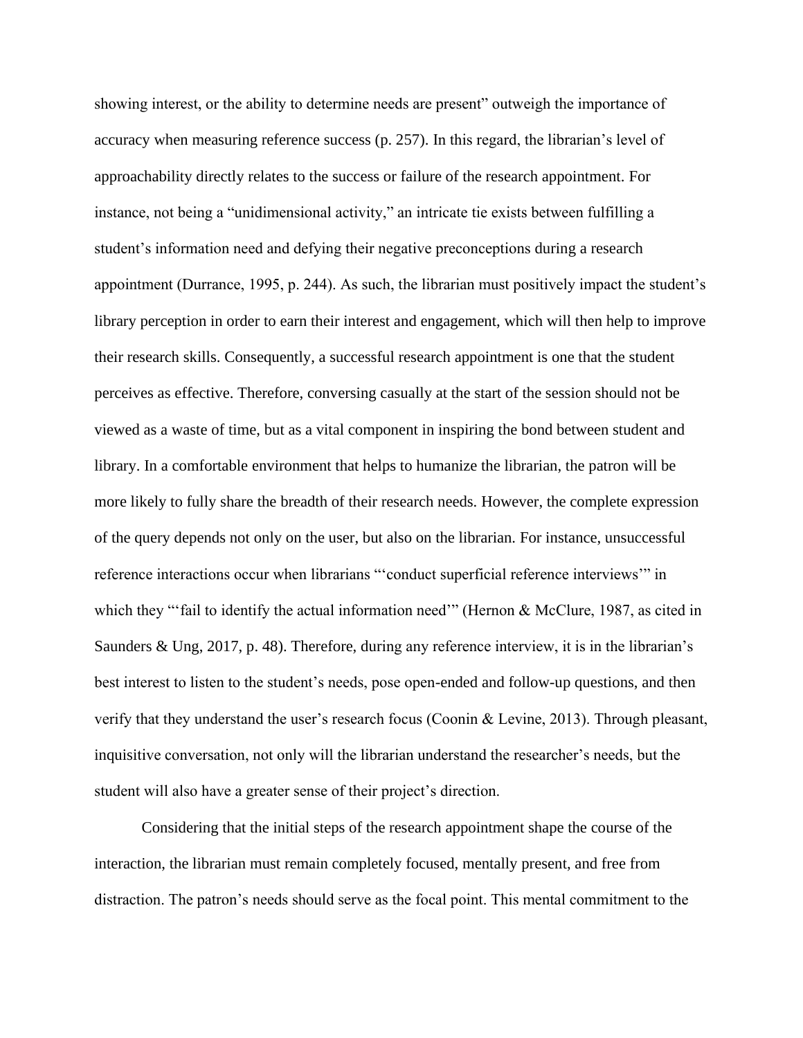showing interest, or the ability to determine needs are present" outweigh the importance of accuracy when measuring reference success (p. 257). In this regard, the librarian's level of approachability directly relates to the success or failure of the research appointment. For instance, not being a "unidimensional activity," an intricate tie exists between fulfilling a student's information need and defying their negative preconceptions during a research appointment (Durrance, 1995, p. 244). As such, the librarian must positively impact the student's library perception in order to earn their interest and engagement, which will then help to improve their research skills. Consequently, a successful research appointment is one that the student perceives as effective. Therefore, conversing casually at the start of the session should not be viewed as a waste of time, but as a vital component in inspiring the bond between student and library. In a comfortable environment that helps to humanize the librarian, the patron will be more likely to fully share the breadth of their research needs. However, the complete expression of the query depends not only on the user, but also on the librarian. For instance, unsuccessful reference interactions occur when librarians "'conduct superficial reference interviews'" in which they "'fail to identify the actual information need'" (Hernon & McClure, 1987, as cited in Saunders & Ung, 2017, p. 48). Therefore, during any reference interview, it is in the librarian's best interest to listen to the student's needs, pose open-ended and follow-up questions, and then verify that they understand the user's research focus (Coonin & Levine, 2013). Through pleasant, inquisitive conversation, not only will the librarian understand the researcher's needs, but the student will also have a greater sense of their project's direction.

Considering that the initial steps of the research appointment shape the course of the interaction, the librarian must remain completely focused, mentally present, and free from distraction. The patron's needs should serve as the focal point. This mental commitment to the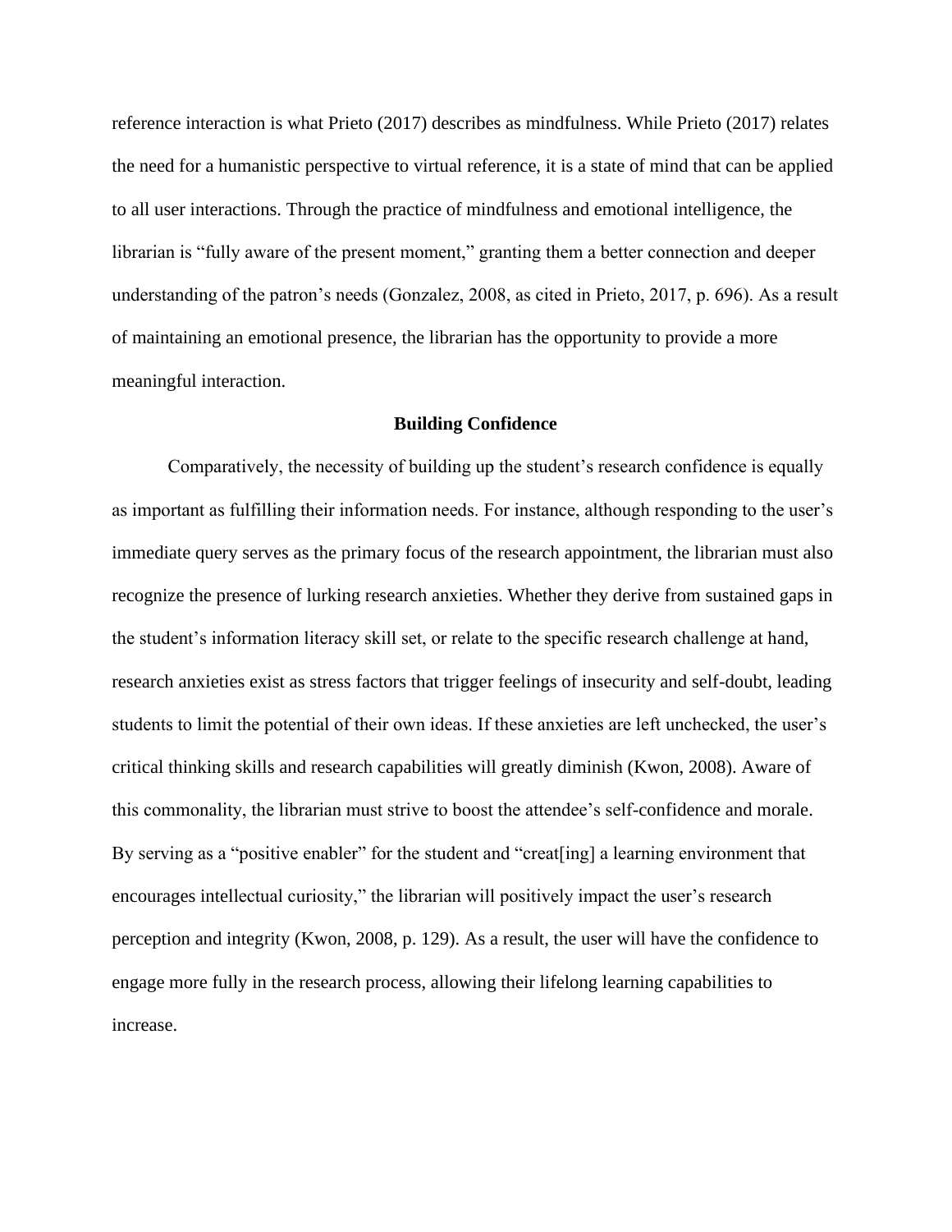reference interaction is what Prieto (2017) describes as mindfulness. While Prieto (2017) relates the need for a humanistic perspective to virtual reference, it is a state of mind that can be applied to all user interactions. Through the practice of mindfulness and emotional intelligence, the librarian is "fully aware of the present moment," granting them a better connection and deeper understanding of the patron's needs (Gonzalez, 2008, as cited in Prieto, 2017, p. 696). As a result of maintaining an emotional presence, the librarian has the opportunity to provide a more meaningful interaction.

## Building Confidence

Comparatively, the necessity of building up the student's research confidence is equally as important as fulfilling their information needs. For instance, although responding to the user's immediate query serves as the primary focus of the research appointment, the librarian must also recognize the presence of lurking research anxieties. Whether they derive from sustained gaps in the student's information literacy skill set, or relate to the specific research challenge at hand, research anxieties exist as stress factors that trigger feelings of insecurity and self-doubt, leading students to limit the potential of their own ideas. If these anxieties are left unchecked, the user's critical thinking skills and research capabilities will greatly diminish (Kwon, 2008). Aware of this commonality, the librarian must strive to boost the attendee's self-confidence and morale. By serving as a "positive enabler" for the student and "creat[ing] a learning environment that encourages intellectual curiosity," the librarian will positively impact the user's research perception and integrity (Kwon, 2008, p. 129). As a result, the user will have the confidence to engage more fully in the research process, allowing their lifelong learning capabilities to increase.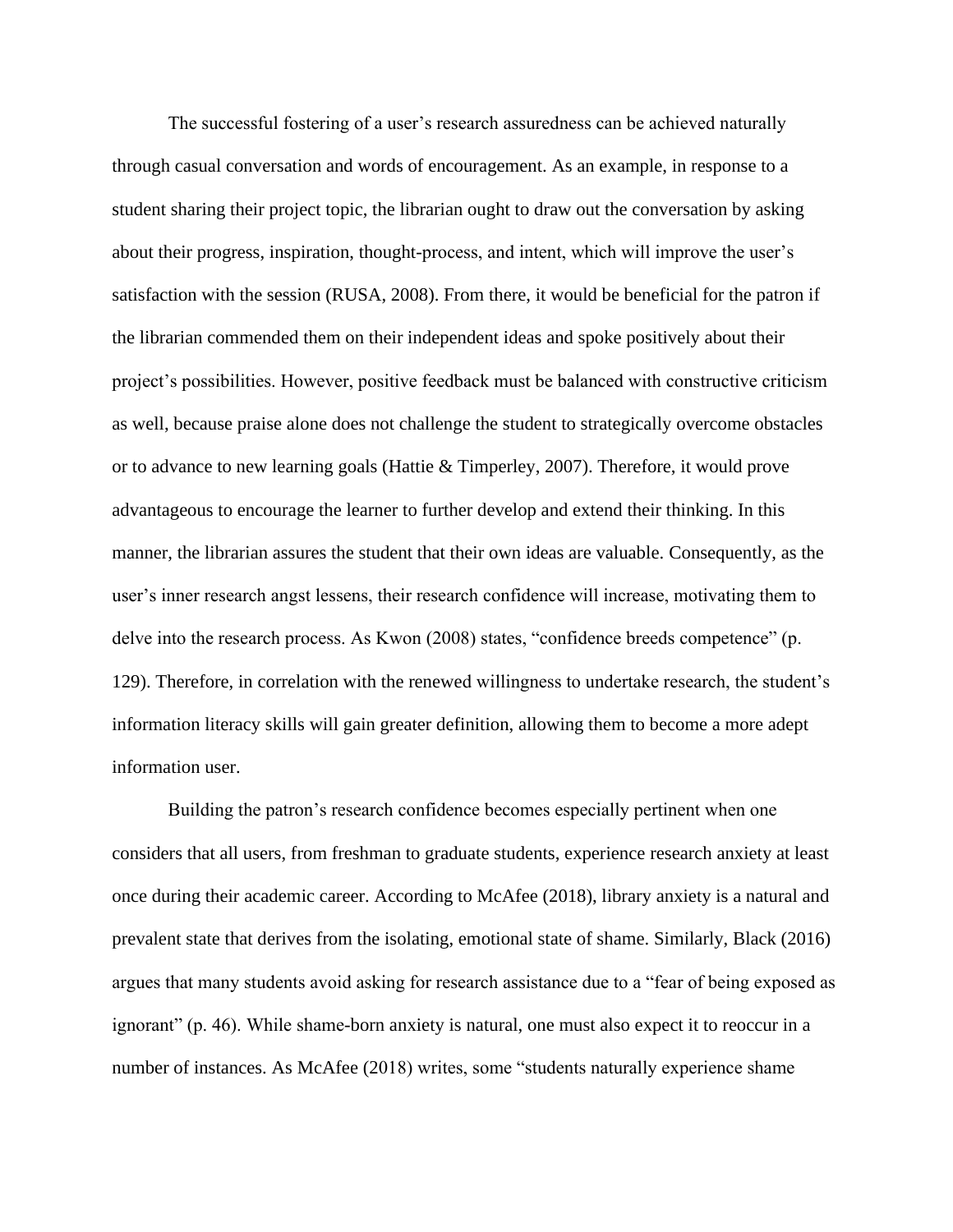The successful fostering of a user's research assuredness can be achieved naturally through casual conversation and words of encouragement. As an example, in response to a student sharing their project topic, the librarian ought to draw out the conversation by asking about their progress, inspiration, thought-process, and intent, which will improve the user's satisfaction with the session (RUSA, 2008). From there, it would be beneficial for the patron if the librarian commended them on their independent ideas and spoke positively about their project's possibilities. However, positive feedback must be balanced with constructive criticism as well, because praise alone does not challenge the student to strategically overcome obstacles or to advance to new learning goals (Hattie & Timperley, 2007). Therefore, it would prove advantageous to encourage the learner to further develop and extend their thinking. In this manner, the librarian assures the student that their own ideas are valuable. Consequently, as the user's inner research angst lessens, their research confidence will increase, motivating them to delve into the research process. As Kwon (2008) states, "confidence breeds competence" (p. 129). Therefore, in correlation with the renewed willingness to undertake research, the student's information literacy skills will gain greater definition, allowing them to become a more adept information user.

Building the patron's research confidence becomes especially pertinent when one considers that all users, from freshman to graduate students, experience research anxiety at least once during their academic career. According to McAfee (2018), library anxiety is a natural and prevalent state that derives from the isolating, emotional state of shame. Similarly, Black (2016) argues that many students avoid asking for research assistance due to a "fear of being exposed as ignorant" (p. 46). While shame-born anxiety is natural, one must also expect it to reoccur in a number of instances. As McAfee (2018) writes, some "students naturally experience shame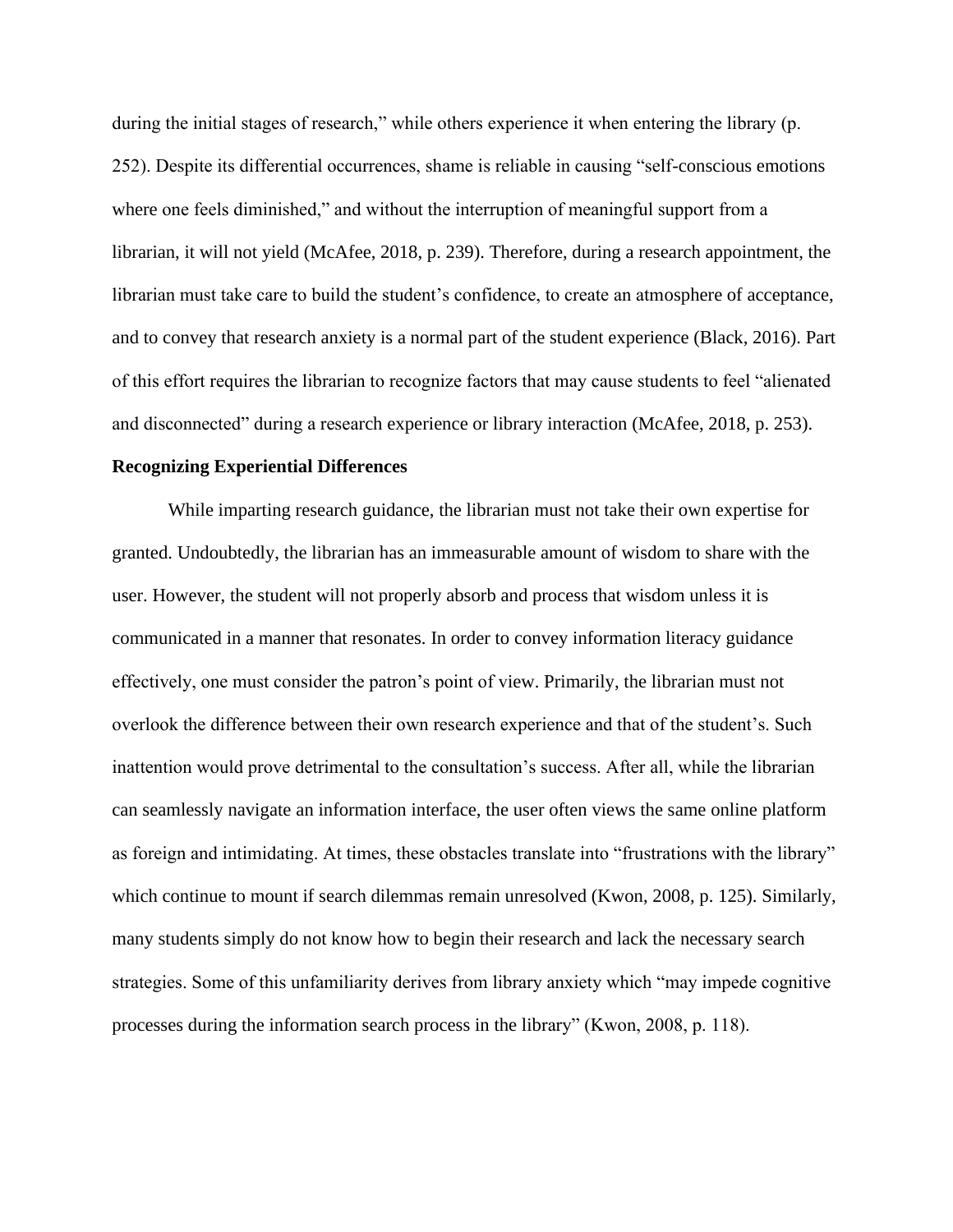during the initial stages of research," while others experience it when entering the library (p. 252). Despite its differential occurrences, shame is reliable in causing "self-conscious emotions where one feels diminished," and without the interruption of meaningful support from a librarian, it will not yield (McAfee, 2018, p. 239). Therefore, during a research appointment, the librarian must take care to build the student's confidence, to create an atmosphere of acceptance, and to convey that research anxiety is a normal part of the student experience (Black, 2016). Part of this effort requires the librarian to recognize factors that may cause students to feel "alienated and disconnected" during a research experience or library interaction (McAfee, 2018, p. 253).

**Recognizing Experiential Differences**

While imparting research guidance, the librarian must not take their own expertise for granted. Undoubtedly, the librarian has an immeasurable amount of wisdom to share with the user. However, the student will not properly absorb and process that wisdom unless it is communicated in a manner that resonates. In order to convey information literacy guidance effectively, one must consider the patron's point of view. Primarily, the librarian must not overlook the difference between their own research experience and that of the student's. Such inattention would prove detrimental to the consultation's success. After all, while the librarian can seamlessly navigate an information interface, the user often views the same online platform as foreign and intimidating. At times, these obstacles translate into "frustrations with the library" which continue to mount if search dilemmas remain unresolved (Kwon, 2008, p. 125). Similarly, many students simply do not know how to begin their research and lack the necessary search strategies. Some of this unfamiliarity derives from library anxiety which "may impede cognitive processes during the information search process in the library" (Kwon, 2008, p. 118).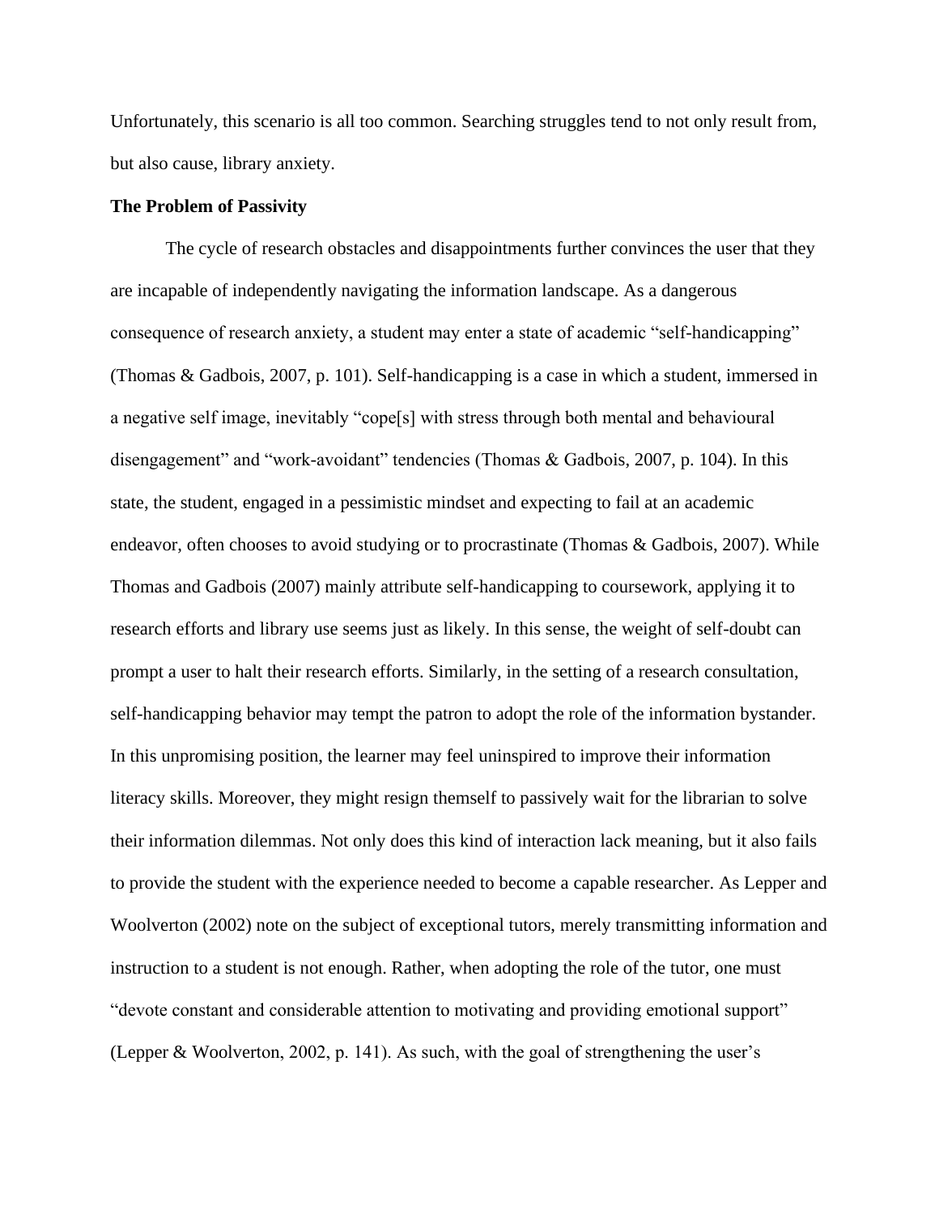Unfortunately, this scenario is all too common. Searching struggles tend to not only result from, but also cause, library anxiety.

**The Problem of Passivity**

The cycle of research obstacles and disappointments further convinces the user that they are incapable of independently navigating the information landscape. As a dangerous consequence of research anxiety, a student may enter a state of academic "self-handicapping" (Thomas & Gadbois, 2007, p. 101). Self-handicapping is a case in which a student, immersed in a negative self image, inevitably "cope[s] with stress through both mental and behavioural disengagement" and "work-avoidant" tendencies (Thomas & Gadbois, 2007, p. 104). In this state, the student, engaged in a pessimistic mindset and expecting to fail at an academic endeavor, often chooses to avoid studying or to procrastinate (Thomas & Gadbois, 2007). While Thomas and Gadbois (2007) mainly attribute self-handicapping to coursework, applying it to research efforts and library use seems just as likely. In this sense, the weight of self-doubt can prompt a user to halt their research efforts. Similarly, in the setting of a research consultation, self-handicapping behavior may tempt the patron to adopt the role of the information bystander. In this unpromising position, the learner may feel uninspired to improve their information literacy skills. Moreover, they might resign themself to passively wait for the librarian to solve their information dilemmas. Not only does this kind of interaction lack meaning, but it also fails to provide the student with the experience needed to become a capable researcher. As Lepper and Woolverton (2002) note on the subject of exceptional tutors, merely transmitting information and instruction to a student is not enough. Rather, when adopting the role of the tutor, one must "devote constant and considerable attention to motivating and providing emotional support" (Lepper & Woolverton, 2002, p. 141). As such, with the goal of strengthening the user's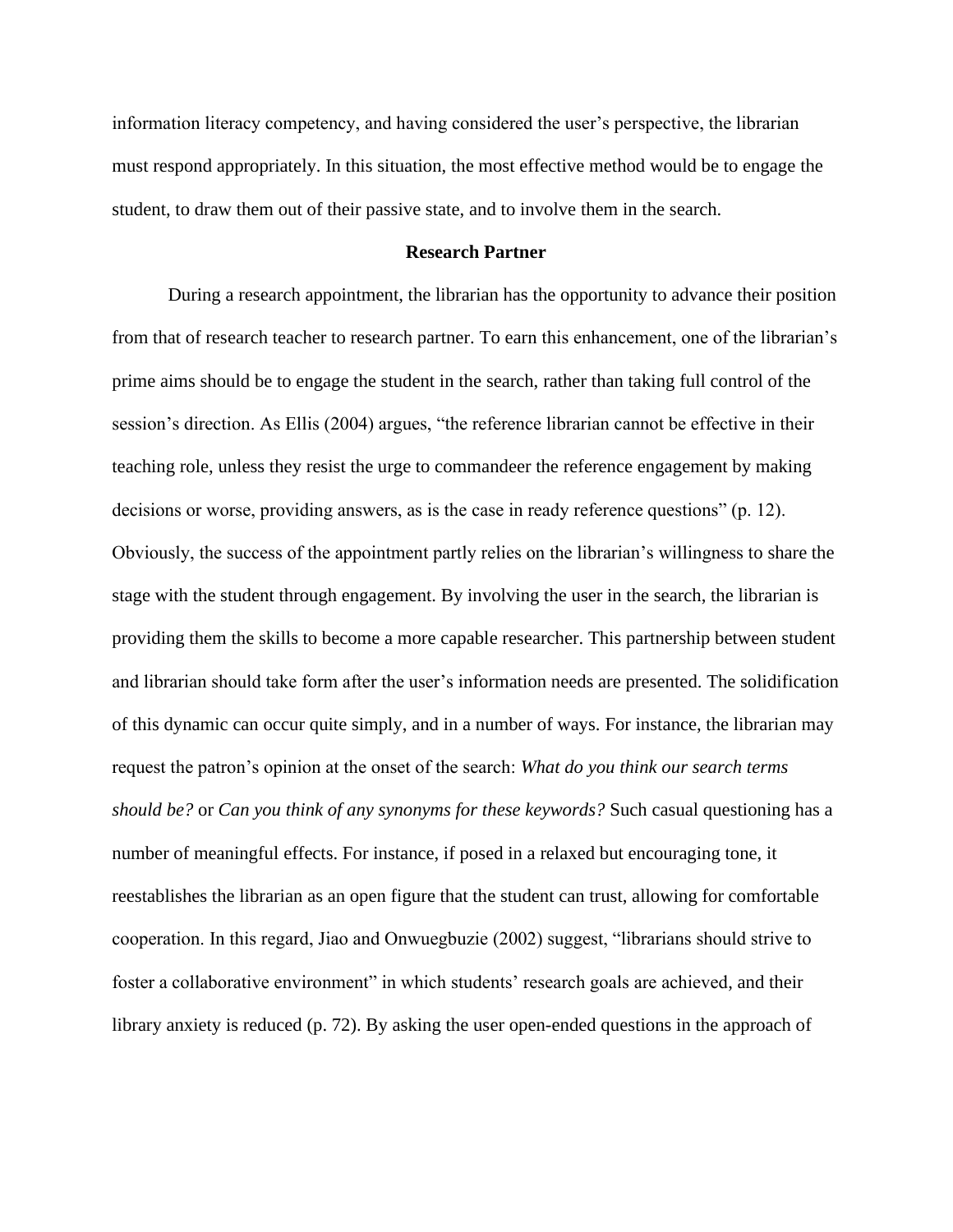information literacy competency, and having considered the user's perspective, the librarian must respond appropriately. In this situation, the most effective method would be to engage the student, to draw them out of their passive state, and to involve them in the search.

## Research Partner

During a research appointment, the librarian has the opportunity to advance their position from that of research teacher to research partner. To earn this enhancement, one of the librarian's prime aims should be to engage the student in the search, rather than taking full control of the session's direction. As Ellis (2004) argues, "the reference librarian cannot be effective in their teaching role, unless they resist the urge to commandeer the reference engagement by making decisions or worse, providing answers, as is the case in ready reference questions" (p. 12). Obviously, the success of the appointment partly relies on the librarian's willingness to share the stage with the student through engagement. By involving the user in the search, the librarian is providing them the skills to become a more capable researcher. This partnership between student and librarian should take form after the user's information needs are presented. The solidification of this dynamic can occur quite simply, and in a number of ways. For instance, the librarian may request the patron's opinion at the onset of the search: *What do you think our search terms should be?* or *Can you think of any synonyms for these keywords?* Such casual questioning has a number of meaningful effects. For instance, if posed in a relaxed but encouraging tone, it reestablishes the librarian as an open figure that the student can trust, allowing for comfortable cooperation. In this regard, Jiao and Onwuegbuzie (2002) suggest, "librarians should strive to foster a collaborative environment" in which students' research goals are achieved, and their library anxiety is reduced (p. 72). By asking the user open-ended questions in the approach of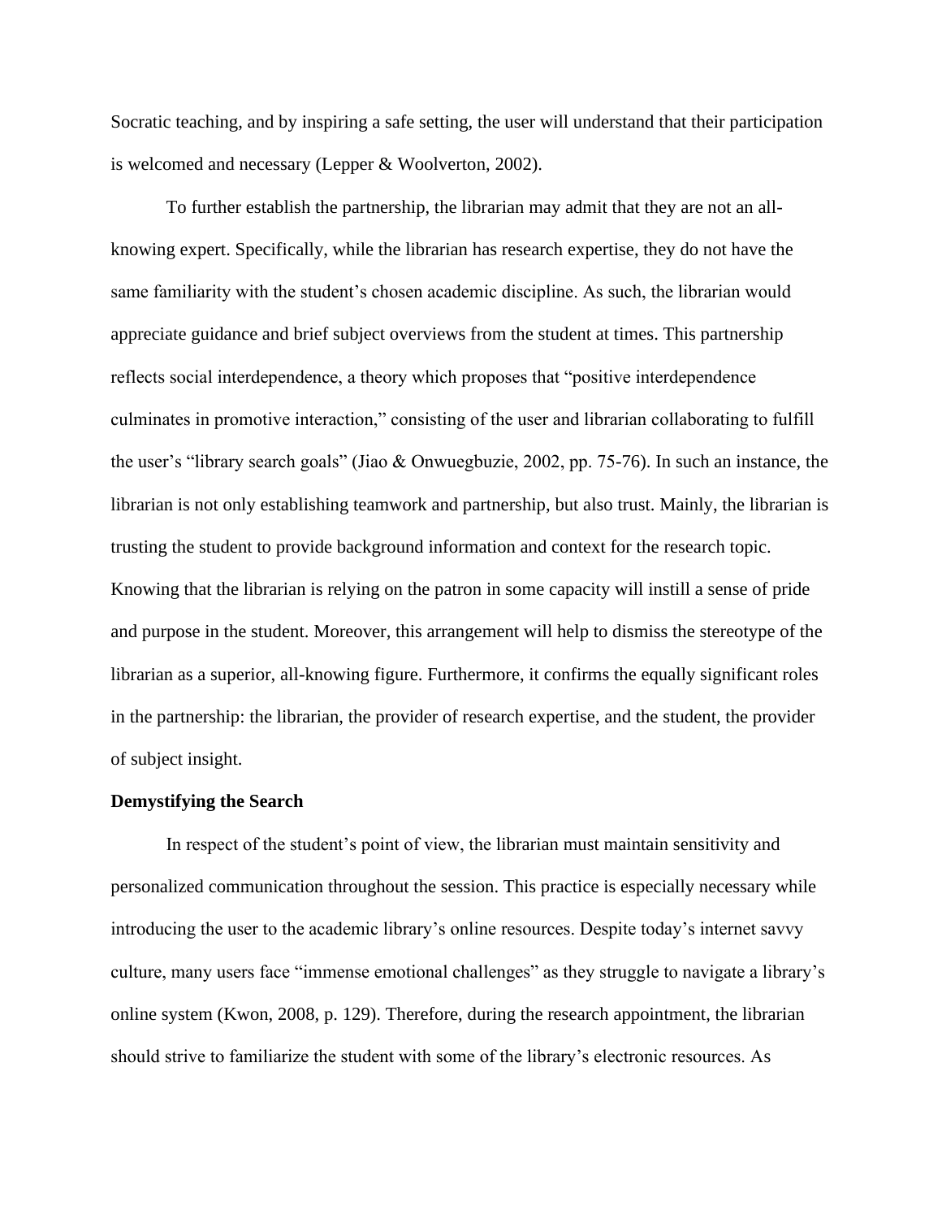Socratic teaching, and by inspiring a safe setting, the user will understand that their participation is welcomed and necessary (Lepper & Woolverton, 2002).

To further establish the partnership, the librarian may admit that they are not an all-knowing expert. Specifically, while the librarian has research expertise, they do not have the same familiarity with the student's chosen academic discipline. As such, the librarian would appreciate guidance and brief subject overviews from the student at times. This partnership reflects social interdependence, a theory which proposes that "positive interdependence culminates in promotive interaction," consisting of the user and librarian collaborating to fulfill the user's "library search goals" (Jiao & Onwuegbuzie, 2002, pp. 75-76). In such an instance, the librarian is not only establishing teamwork and partnership, but also trust. Mainly, the librarian is trusting the student to provide background information and context for the research topic. Knowing that the librarian is relying on the patron in some capacity will instill a sense of pride and purpose in the student. Moreover, this arrangement will help to dismiss the stereotype of the librarian as a superior, all-knowing figure. Furthermore, it confirms the equally significant roles in the partnership: the librarian, the provider of research expertise, and the student, the provider of subject insight.

**Demystifying the Search**

In respect of the student's point of view, the librarian must maintain sensitivity and personalized communication throughout the session. This practice is especially necessary while introducing the user to the academic library's online resources. Despite today's internet savvy culture, many users face "immense emotional challenges" as they struggle to navigate a library's online system (Kwon, 2008, p. 129). Therefore, during the research appointment, the librarian should strive to familiarize the student with some of the library's electronic resources. As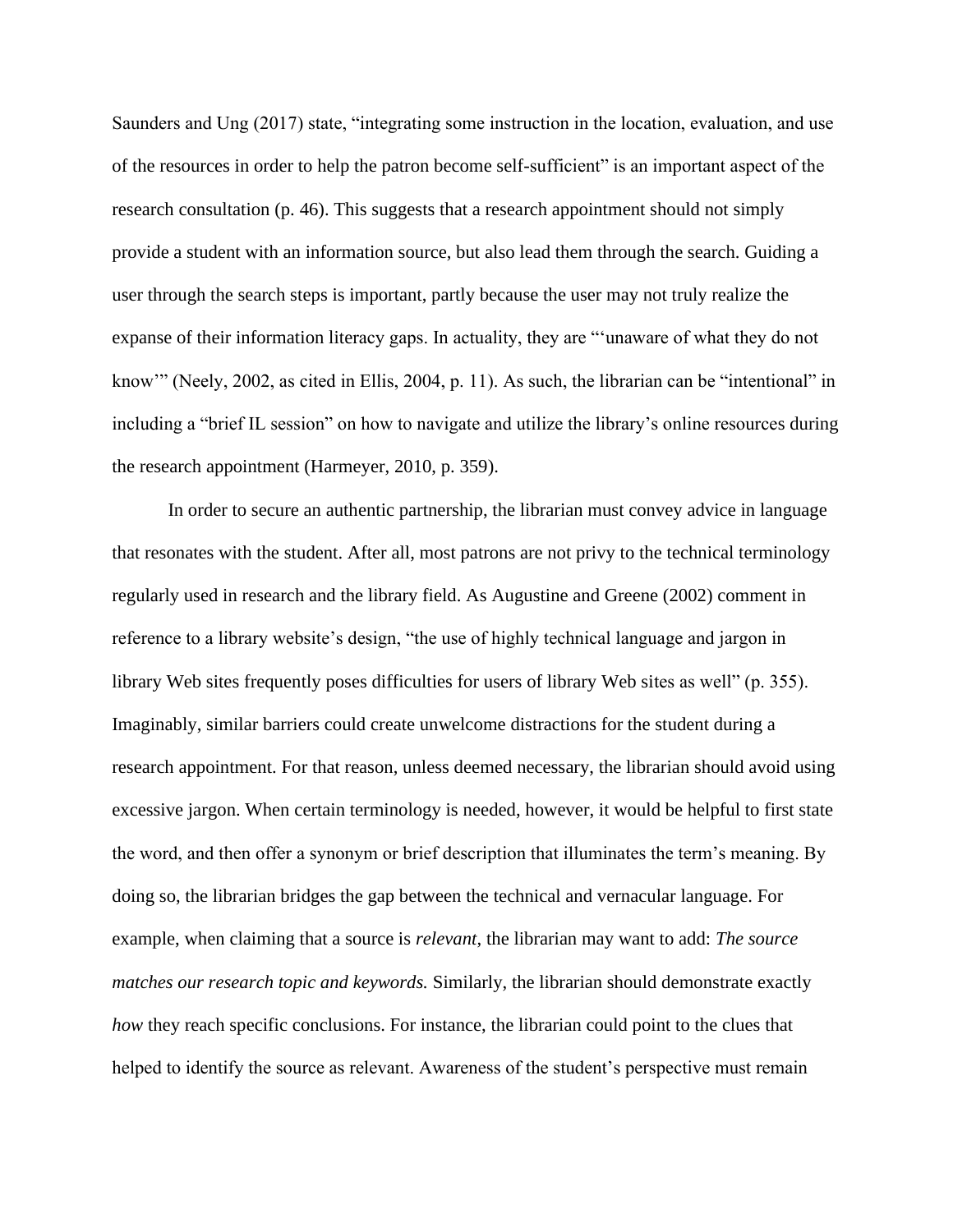Saunders and Ung (2017) state, "integrating some instruction in the location, evaluation, and use of the resources in order to help the patron become self-sufficient" is an important aspect of the research consultation (p. 46). This suggests that a research appointment should not simply provide a student with an information source, but also lead them through the search. Guiding a user through the search steps is important, partly because the user may not truly realize the expanse of their information literacy gaps. In actuality, they are "'unaware of what they do not know'" (Neely, 2002, as cited in Ellis, 2004, p. 11). As such, the librarian can be "intentional" in including a "brief IL session" on how to navigate and utilize the library's online resources during the research appointment (Harmeyer, 2010, p. 359).

In order to secure an authentic partnership, the librarian must convey advice in language that resonates with the student. After all, most patrons are not privy to the technical terminology regularly used in research and the library field. As Augustine and Greene (2002) comment in reference to a library website's design, "the use of highly technical language and jargon in library Web sites frequently poses difficulties for users of library Web sites as well" (p. 355). Imaginably, similar barriers could create unwelcome distractions for the student during a research appointment. For that reason, unless deemed necessary, the librarian should avoid using excessive jargon. When certain terminology is needed, however, it would be helpful to first state the word, and then offer a synonym or brief description that illuminates the term's meaning. By doing so, the librarian bridges the gap between the technical and vernacular language. For example, when claiming that a source is *relevant*, the librarian may want to add: *The source matches our research topic and keywords.* Similarly, the librarian should demonstrate exactly *how* they reach specific conclusions. For instance, the librarian could point to the clues that helped to identify the source as relevant. Awareness of the student's perspective must remain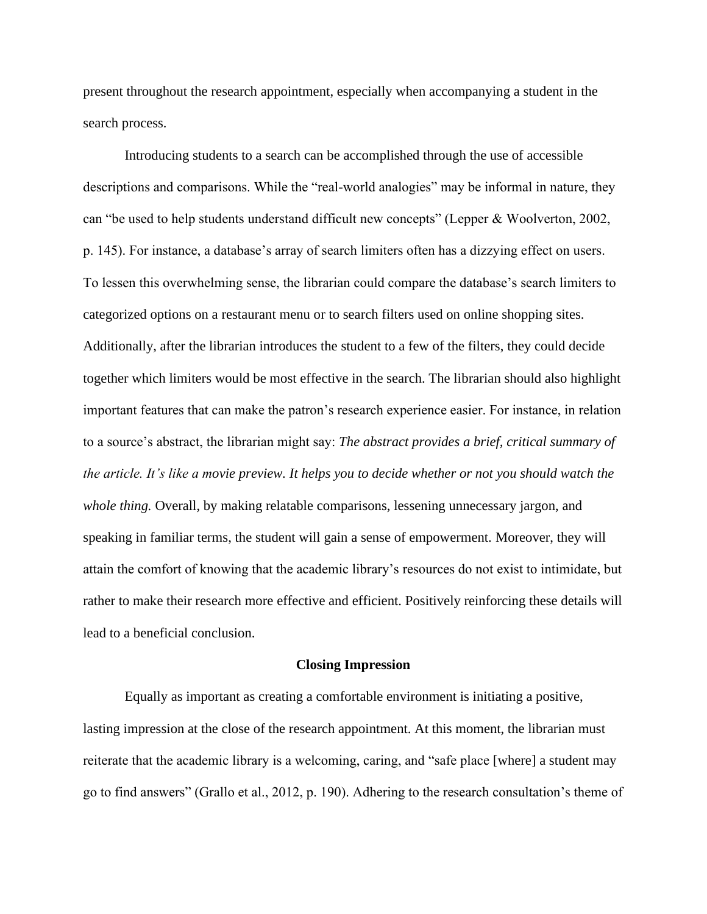present throughout the research appointment, especially when accompanying a student in the search process.

Introducing students to a search can be accomplished through the use of accessible descriptions and comparisons. While the "real-world analogies" may be informal in nature, they can "be used to help students understand difficult new concepts" (Lepper & Woolverton, 2002, p. 145). For instance, a database's array of search limiters often has a dizzying effect on users. To lessen this overwhelming sense, the librarian could compare the database's search limiters to categorized options on a restaurant menu or to search filters used on online shopping sites. Additionally, after the librarian introduces the student to a few of the filters, they could decide together which limiters would be most effective in the search. The librarian should also highlight important features that can make the patron's research experience easier. For instance, in relation to a source's abstract, the librarian might say: *The abstract provides a brief, critical summary of the article. It's like a movie preview. It helps you to decide whether or not you should watch the whole thing.* Overall, by making relatable comparisons, lessening unnecessary jargon, and speaking in familiar terms, the student will gain a sense of empowerment. Moreover, they will attain the comfort of knowing that the academic library's resources do not exist to intimidate, but rather to make their research more effective and efficient. Positively reinforcing these details will lead to a beneficial conclusion.

## Closing Impression

Equally as important as creating a comfortable environment is initiating a positive, lasting impression at the close of the research appointment. At this moment, the librarian must reiterate that the academic library is a welcoming, caring, and "safe place [where] a student may go to find answers" (Grallo et al., 2012, p. 190). Adhering to the research consultation's theme of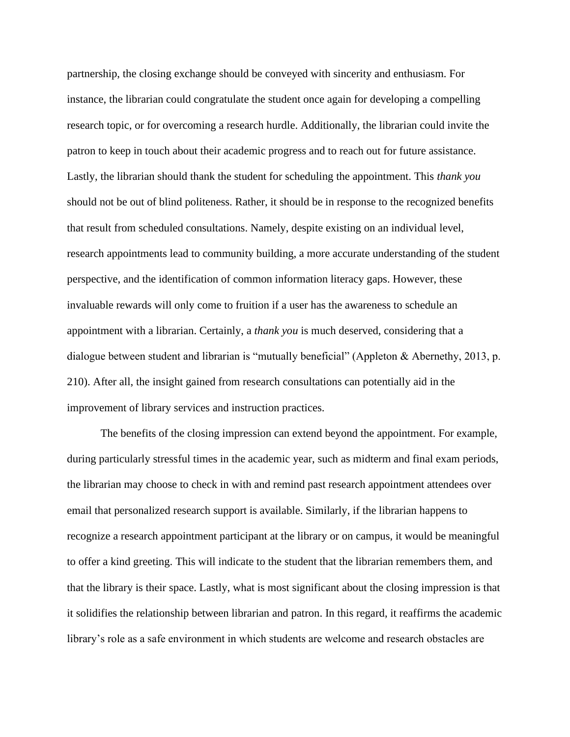partnership, the closing exchange should be conveyed with sincerity and enthusiasm. For instance, the librarian could congratulate the student once again for developing a compelling research topic, or for overcoming a research hurdle. Additionally, the librarian could invite the patron to keep in touch about their academic progress and to reach out for future assistance. Lastly, the librarian should thank the student for scheduling the appointment. This *thank you* should not be out of blind politeness. Rather, it should be in response to the recognized benefits that result from scheduled consultations. Namely, despite existing on an individual level, research appointments lead to community building, a more accurate understanding of the student perspective, and the identification of common information literacy gaps. However, these invaluable rewards will only come to fruition if a user has the awareness to schedule an appointment with a librarian. Certainly, a *thank you* is much deserved, considering that a dialogue between student and librarian is "mutually beneficial" (Appleton & Abernethy, 2013, p. 210). After all, the insight gained from research consultations can potentially aid in the improvement of library services and instruction practices.

The benefits of the closing impression can extend beyond the appointment. For example, during particularly stressful times in the academic year, such as midterm and final exam periods, the librarian may choose to check in with and remind past research appointment attendees over email that personalized research support is available. Similarly, if the librarian happens to recognize a research appointment participant at the library or on campus, it would be meaningful to offer a kind greeting. This will indicate to the student that the librarian remembers them, and that the library is their space. Lastly, what is most significant about the closing impression is that it solidifies the relationship between librarian and patron. In this regard, it reaffirms the academic library's role as a safe environment in which students are welcome and research obstacles are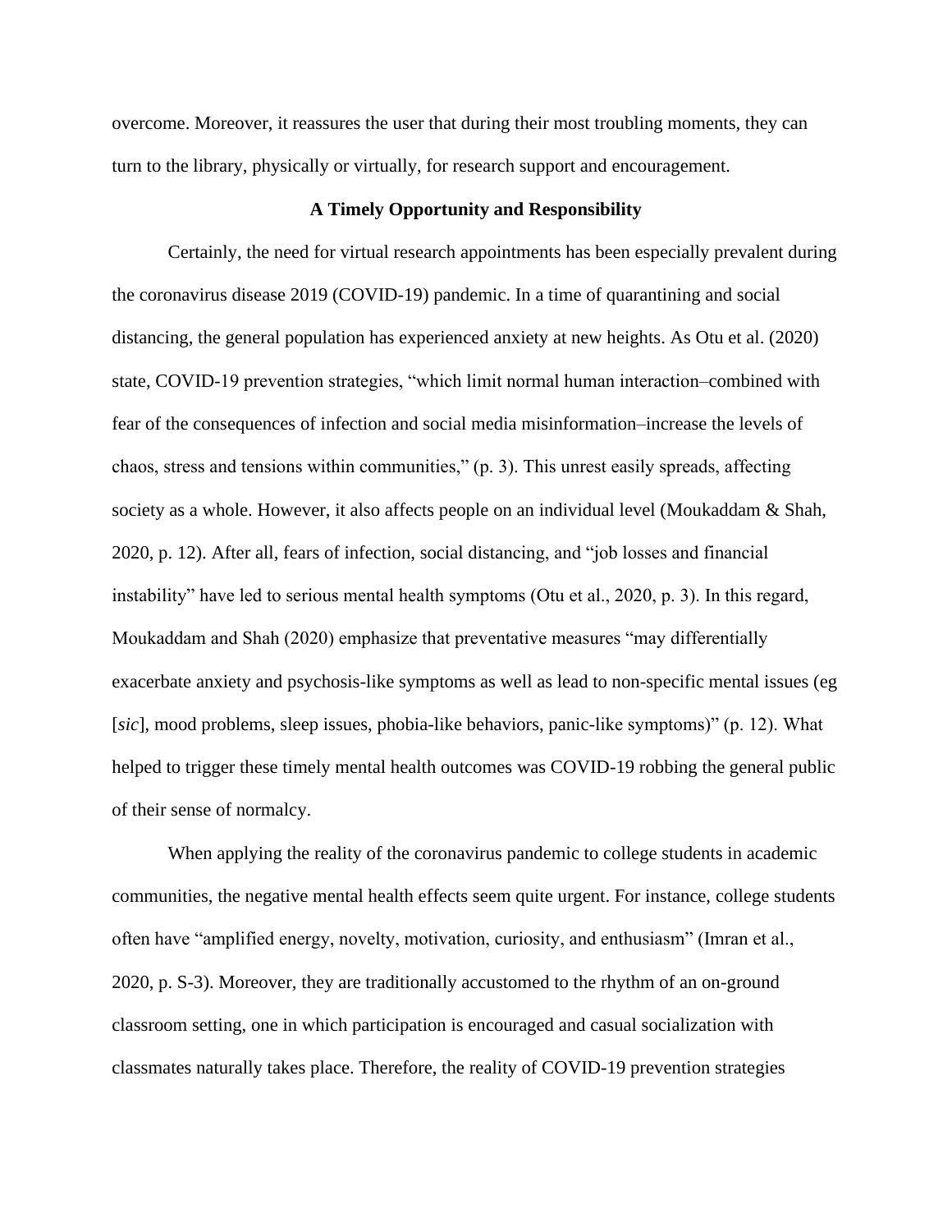overcome. Moreover, it reassures the user that during their most troubling moments, they can turn to the library, physically or virtually, for research support and encouragement.

## A Timely Opportunity and Responsibility

Certainly, the need for virtual research appointments has been especially prevalent during the coronavirus disease 2019 (COVID-19) pandemic. In a time of quarantining and social distancing, the general population has experienced anxiety at new heights. As Otu et al. (2020) state, COVID-19 prevention strategies, "which limit normal human interaction–combined with fear of the consequences of infection and social media misinformation–increase the levels of chaos, stress and tensions within communities," (p. 3). This unrest easily spreads, affecting society as a whole. However, it also affects people on an individual level (Moukaddam & Shah, 2020, p. 12). After all, fears of infection, social distancing, and "job losses and financial instability" have led to serious mental health symptoms (Otu et al., 2020, p. 3). In this regard, Moukaddam and Shah (2020) emphasize that preventative measures "may differentially exacerbate anxiety and psychosis-like symptoms as well as lead to non-specific mental issues (eg [*sic*], mood problems, sleep issues, phobia-like behaviors, panic-like symptoms)" (p. 12). What helped to trigger these timely mental health outcomes was COVID-19 robbing the general public of their sense of normalcy.

When applying the reality of the coronavirus pandemic to college students in academic communities, the negative mental health effects seem quite urgent. For instance, college students often have "amplified energy, novelty, motivation, curiosity, and enthusiasm" (Imran et al., 2020, p. S-3). Moreover, they are traditionally accustomed to the rhythm of an on-ground classroom setting, one in which participation is encouraged and casual socialization with classmates naturally takes place. Therefore, the reality of COVID-19 prevention strategies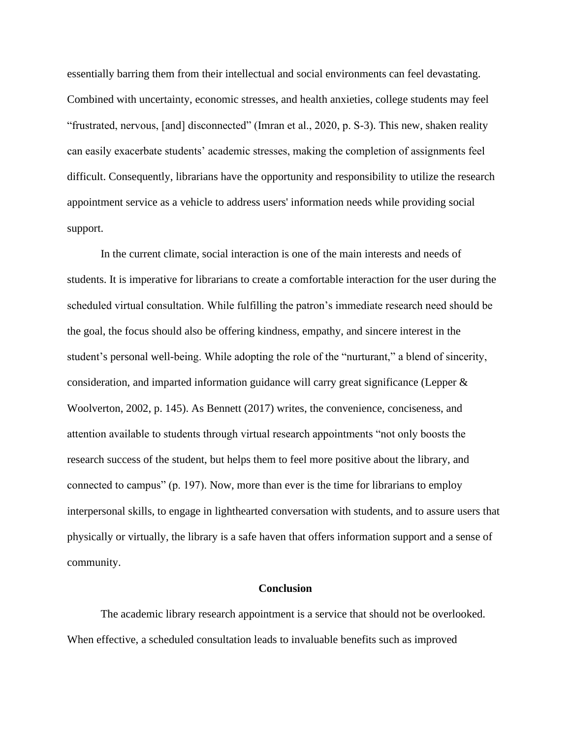essentially barring them from their intellectual and social environments can feel devastating. Combined with uncertainty, economic stresses, and health anxieties, college students may feel "frustrated, nervous, [and] disconnected" (Imran et al., 2020, p. S-3). This new, shaken reality can easily exacerbate students' academic stresses, making the completion of assignments feel difficult. Consequently, librarians have the opportunity and responsibility to utilize the research appointment service as a vehicle to address users' information needs while providing social support.

In the current climate, social interaction is one of the main interests and needs of students. It is imperative for librarians to create a comfortable interaction for the user during the scheduled virtual consultation. While fulfilling the patron's immediate research need should be the goal, the focus should also be offering kindness, empathy, and sincere interest in the student's personal well-being. While adopting the role of the "nurturant," a blend of sincerity, consideration, and imparted information guidance will carry great significance (Lepper & Woolverton, 2002, p. 145). As Bennett (2017) writes, the convenience, conciseness, and attention available to students through virtual research appointments "not only boosts the research success of the student, but helps them to feel more positive about the library, and connected to campus" (p. 197). Now, more than ever is the time for librarians to employ interpersonal skills, to engage in lighthearted conversation with students, and to assure users that physically or virtually, the library is a safe haven that offers information support and a sense of community.

## Conclusion

The academic library research appointment is a service that should not be overlooked. When effective, a scheduled consultation leads to invaluable benefits such as improved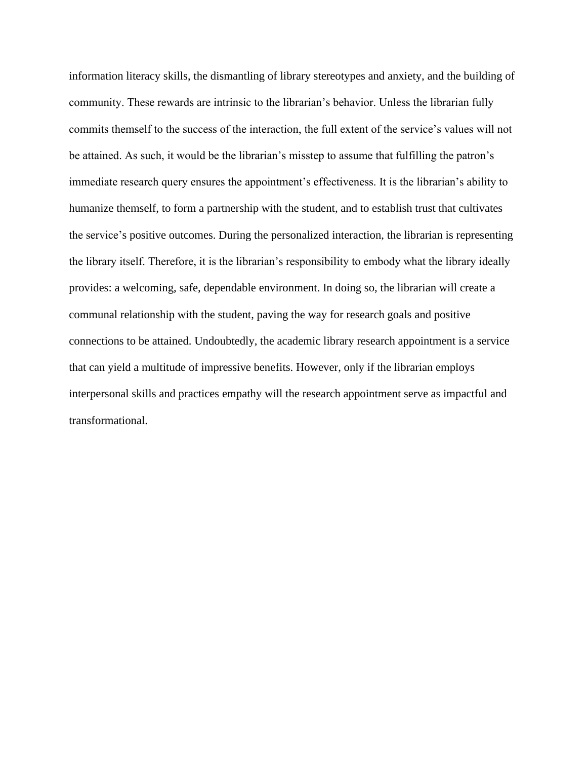information literacy skills, the dismantling of library stereotypes and anxiety, and the building of community. These rewards are intrinsic to the librarian's behavior. Unless the librarian fully commits themself to the success of the interaction, the full extent of the service's values will not be attained. As such, it would be the librarian's misstep to assume that fulfilling the patron's immediate research query ensures the appointment's effectiveness. It is the librarian's ability to humanize themself, to form a partnership with the student, and to establish trust that cultivates the service's positive outcomes. During the personalized interaction, the librarian is representing the library itself. Therefore, it is the librarian's responsibility to embody what the library ideally provides: a welcoming, safe, dependable environment. In doing so, the librarian will create a communal relationship with the student, paving the way for research goals and positive connections to be attained. Undoubtedly, the academic library research appointment is a service that can yield a multitude of impressive benefits. However, only if the librarian employs interpersonal skills and practices empathy will the research appointment serve as impactful and transformational.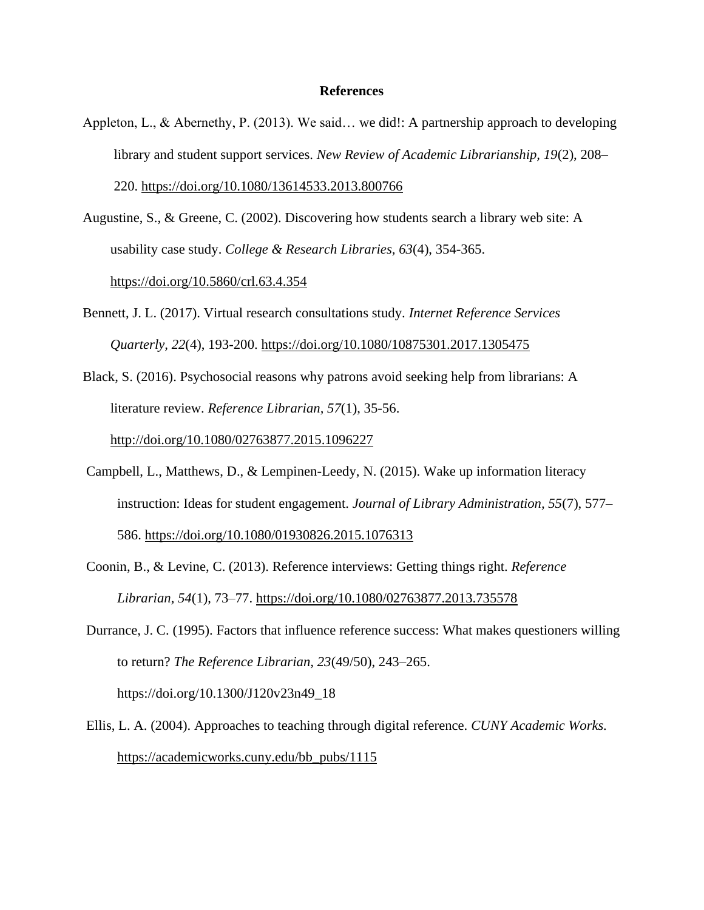**References**

Appleton, L., & Abernethy, P. (2013). We said… we did!: A partnership approach to developing library and student support services. *New Review of Academic Librarianship, 19*(2), 208–220. https://doi.org/10.1080/13614533.2013.800766

Augustine, S., & Greene, C. (2002). Discovering how students search a library web site: A usability case study. *College & Research Libraries*, *63*(4), 354-365. https://doi.org/10.5860/crl.63.4.354

Bennett, J. L. (2017). Virtual research consultations study. *Internet Reference Services Quarterly, 22*(4), 193-200. https://doi.org/10.1080/10875301.2017.1305475

Black, S. (2016). Psychosocial reasons why patrons avoid seeking help from librarians: A literature review. *Reference Librarian*, *57*(1), 35-56. http://doi.org/10.1080/02763877.2015.1096227

Campbell, L., Matthews, D., & Lempinen-Leedy, N. (2015). Wake up information literacy instruction: Ideas for student engagement. *Journal of Library Administration, 55*(7), 577–586. https://doi.org/10.1080/01930826.2015.1076313

Coonin, B., & Levine, C. (2013). Reference interviews: Getting things right. *Reference Librarian*, *54*(1), 73–77. https://doi.org/10.1080/02763877.2013.735578

Durrance, J. C. (1995). Factors that influence reference success: What makes questioners willing to return? *The Reference Librarian, 23*(49/50), 243–265. https://doi.org/10.1300/J120v23n49_18

Ellis, L. A. (2004). Approaches to teaching through digital reference. *CUNY Academic Works.* https://academicworks.cuny.edu/bb_pubs/1115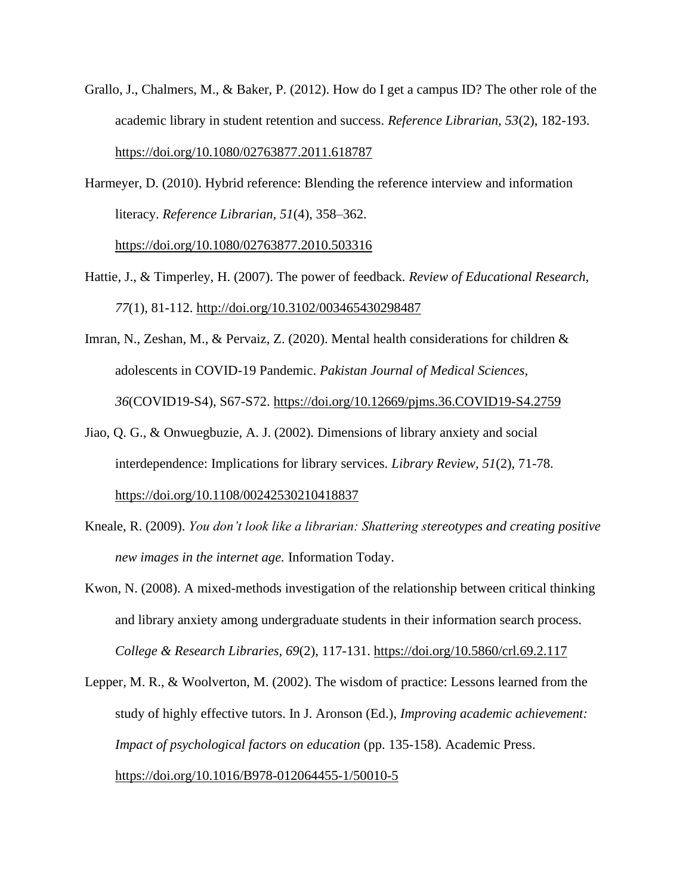Grallo, J., Chalmers, M., & Baker, P. (2012). How do I get a campus ID? The other role of the academic library in student retention and success. *Reference Librarian, 53*(2), 182-193. https://doi.org/10.1080/02763877.2011.618787

Harmeyer, D. (2010). Hybrid reference: Blending the reference interview and information literacy. *Reference Librarian, 51*(4), 358–362. https://doi.org/10.1080/02763877.2010.503316

Hattie, J., & Timperley, H. (2007). The power of feedback. *Review of Educational Research, 77*(1), 81-112. http://doi.org/10.3102/003465430298487

Imran, N., Zeshan, M., & Pervaiz, Z. (2020). Mental health considerations for children & adolescents in COVID-19 Pandemic. *Pakistan Journal of Medical Sciences, 36*(COVID19-S4), S67-S72. https://doi.org/10.12669/pjms.36.COVID19-S4.2759

Jiao, Q. G., & Onwuegbuzie, A. J. (2002). Dimensions of library anxiety and social interdependence: Implications for library services. *Library Review, 51*(2), 71-78. https://doi.org/10.1108/00242530210418837

Kneale, R. (2009). *You don't look like a librarian: Shattering stereotypes and creating positive new images in the internet age.* Information Today.

Kwon, N. (2008). A mixed-methods investigation of the relationship between critical thinking and library anxiety among undergraduate students in their information search process. *College & Research Libraries, 69*(2), 117-131. https://doi.org/10.5860/crl.69.2.117

Lepper, M. R., & Woolverton, M. (2002). The wisdom of practice: Lessons learned from the study of highly effective tutors. In J. Aronson (Ed.), *Improving academic achievement: Impact of psychological factors on education* (pp. 135-158). Academic Press. https://doi.org/10.1016/B978-012064455-1/50010-5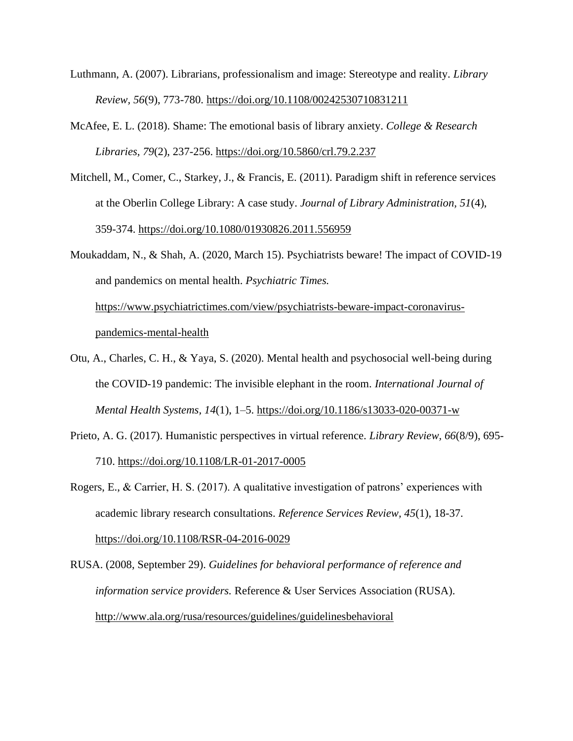Luthmann, A. (2007). Librarians, professionalism and image: Stereotype and reality. *Library Review, 56*(9), 773-780. https://doi.org/10.1108/00242530710831211

McAfee, E. L. (2018). Shame: The emotional basis of library anxiety. *College & Research Libraries, 79*(2), 237-256. https://doi.org/10.5860/crl.79.2.237

Mitchell, M., Comer, C., Starkey, J., & Francis, E. (2011). Paradigm shift in reference services at the Oberlin College Library: A case study. *Journal of Library Administration, 51*(4), 359-374. https://doi.org/10.1080/01930826.2011.556959

Moukaddam, N., & Shah, A. (2020, March 15). Psychiatrists beware! The impact of COVID-19 and pandemics on mental health. *Psychiatric Times.* https://www.psychiatrictimes.com/view/psychiatrists-beware-impact-coronavirus-pandemics-mental-health

Otu, A., Charles, C. H., & Yaya, S. (2020). Mental health and psychosocial well-being during the COVID-19 pandemic: The invisible elephant in the room. *International Journal of Mental Health Systems, 14*(1), 1–5. https://doi.org/10.1186/s13033-020-00371-w

Prieto, A. G. (2017). Humanistic perspectives in virtual reference. *Library Review, 66*(8/9), 695-710. https://doi.org/10.1108/LR-01-2017-0005

Rogers, E., & Carrier, H. S. (2017). A qualitative investigation of patrons' experiences with academic library research consultations. *Reference Services Review, 45*(1), 18-37. https://doi.org/10.1108/RSR-04-2016-0029

RUSA. (2008, September 29). *Guidelines for behavioral performance of reference and information service providers.* Reference & User Services Association (RUSA). http://www.ala.org/rusa/resources/guidelines/guidelinesbehavioral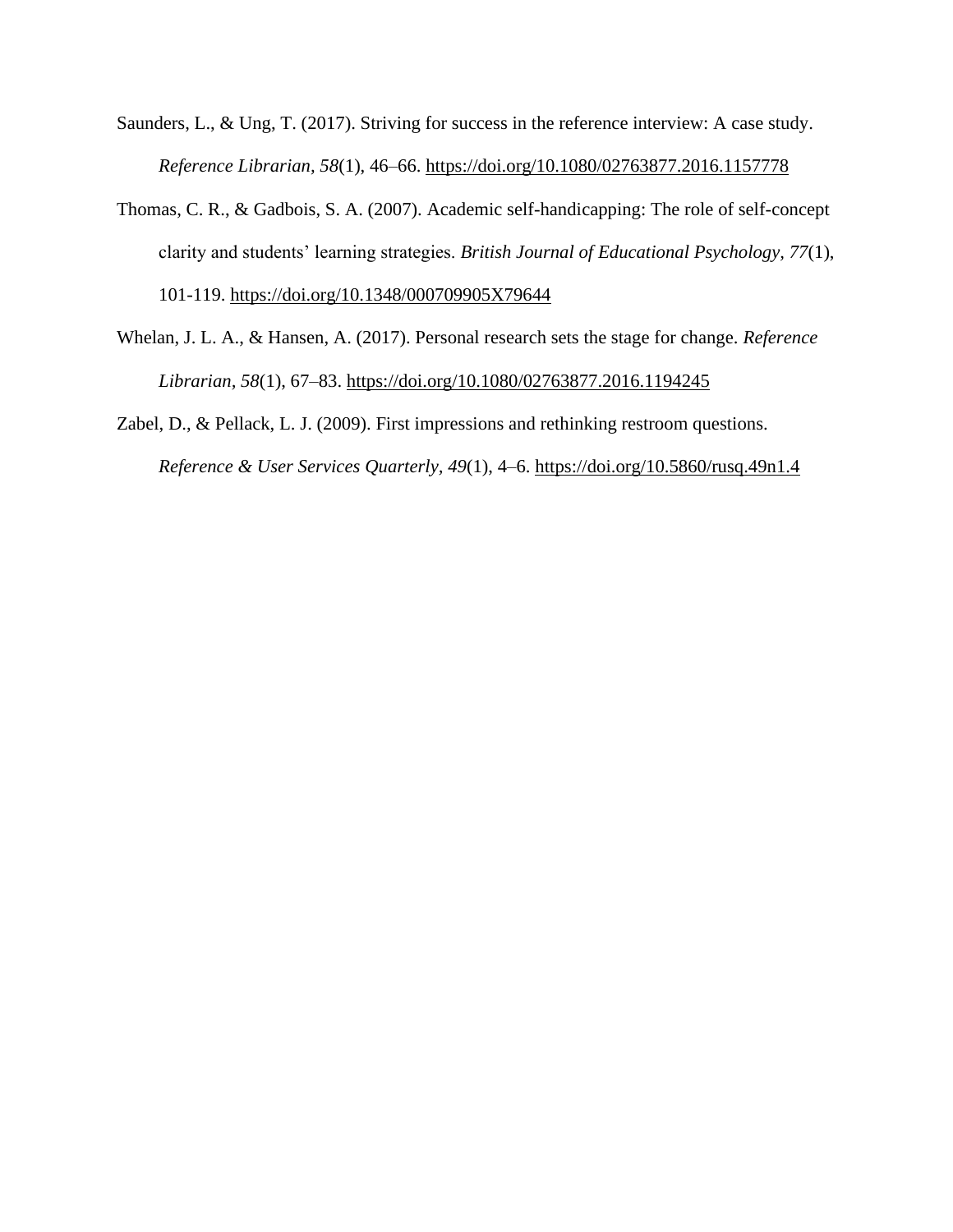Saunders, L., & Ung, T. (2017). Striving for success in the reference interview: A case study. *Reference Librarian*, *58*(1), 46–66. https://doi.org/10.1080/02763877.2016.1157778

Thomas, C. R., & Gadbois, S. A. (2007). Academic self-handicapping: The role of self-concept clarity and students' learning strategies. *British Journal of Educational Psychology*, *77*(1), 101-119. https://doi.org/10.1348/000709905X79644

Whelan, J. L. A., & Hansen, A. (2017). Personal research sets the stage for change. *Reference Librarian*, *58*(1), 67–83. https://doi.org/10.1080/02763877.2016.1194245

Zabel, D., & Pellack, L. J. (2009). First impressions and rethinking restroom questions. *Reference & User Services Quarterly, 49*(1), 4–6. https://doi.org/10.5860/rusq.49n1.4